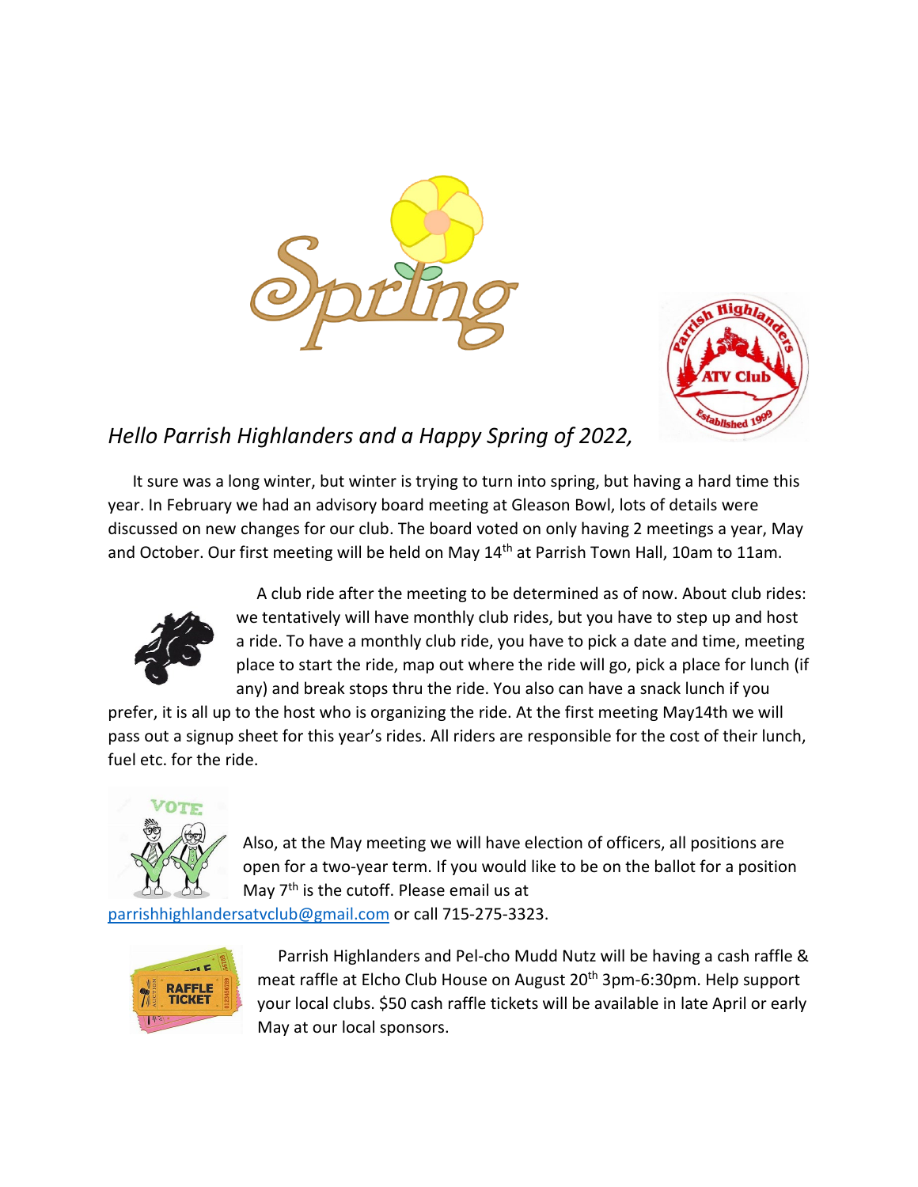Spring

Parrish Highlanders ATV Club Established 1999

## *Hello Parrish Highlanders and a Happy Spring of 2022,*

It sure was a long winter, but winter is trying to turn into spring, but having a hard time this year. In February we had an advisory board meeting at Gleason Bowl, lots of details were discussed on new changes for our club. The board voted on only having 2 meetings a year, May and October. Our first meeting will be held on May 14th at Parrish Town Hall, 10am to 11am.

A club ride after the meeting to be determined as of now. About club rides: we tentatively will have monthly club rides, but you have to step up and host a ride. To have a monthly club ride, you have to pick a date and time, meeting place to start the ride, map out where the ride will go, pick a place for lunch (if any) and break stops thru the ride. You also can have a snack lunch if you prefer, it is all up to the host who is organizing the ride. At the first meeting May14th we will pass out a signup sheet for this year's rides. All riders are responsible for the cost of their lunch, fuel etc. for the ride.

Also, at the May meeting we will have election of officers, all positions are open for a two-year term. If you would like to be on the ballot for a position May 7th is the cutoff. Please email us at parrishhighlandersatvclub@gmail.com or call 715-275-3323.

Parrish Highlanders and Pel-cho Mudd Nutz will be having a cash raffle & meat raffle at Elcho Club House on August 20th 3pm-6:30pm. Help support your local clubs. $50 cash raffle tickets will be available in late April or early May at our local sponsors.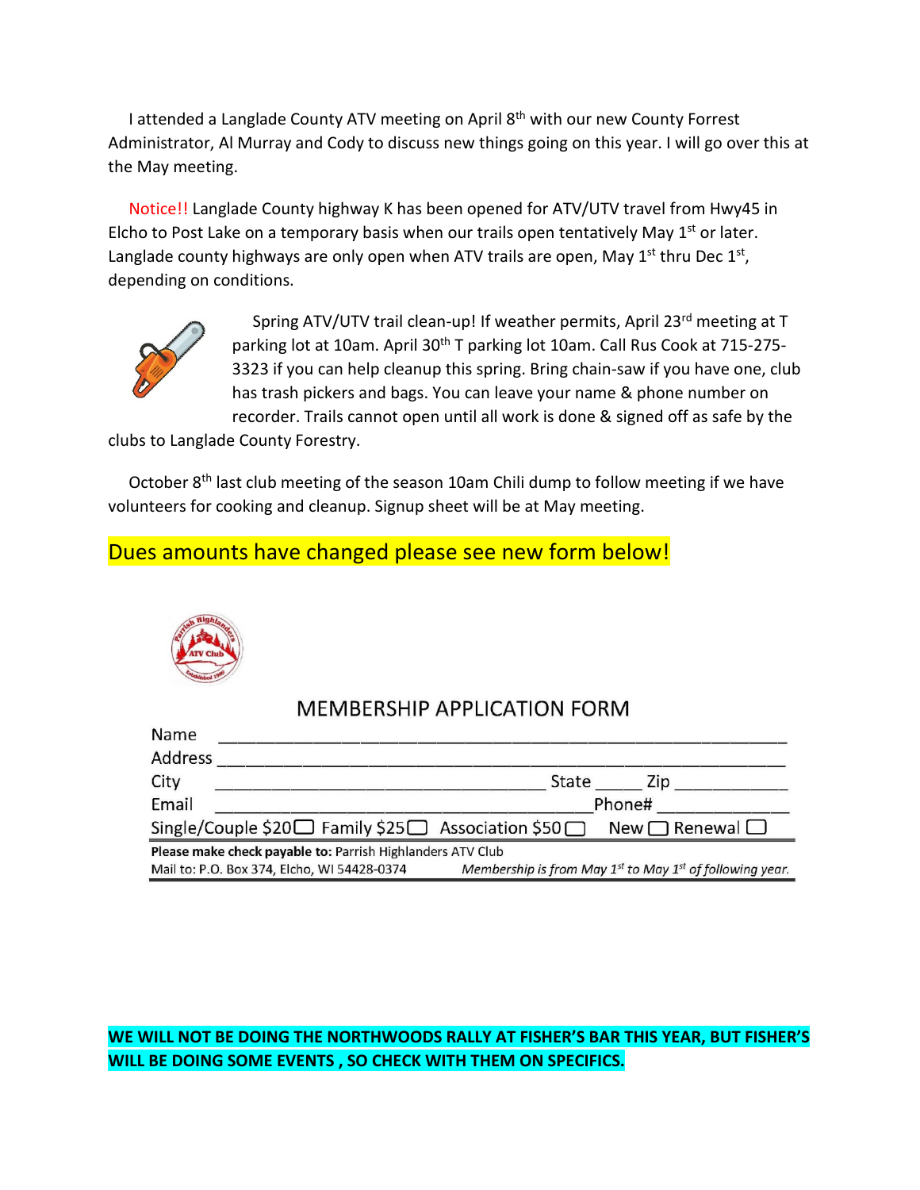I attended a Langlade County ATV meeting on April 8th with our new County Forrest Administrator, Al Murray and Cody to discuss new things going on this year. I will go over this at the May meeting.

Notice!! Langlade County highway K has been opened for ATV/UTV travel from Hwy45 in Elcho to Post Lake on a temporary basis when our trails open tentatively May 1st or later. Langlade county highways are only open when ATV trails are open, May 1st thru Dec 1st, depending on conditions.

Spring ATV/UTV trail clean-up! If weather permits, April 23rd meeting at T parking lot at 10am. April 30th T parking lot 10am. Call Rus Cook at 715-275-3323 if you can help cleanup this spring. Bring chain-saw if you have one, club has trash pickers and bags. You can leave your name & phone number on recorder. Trails cannot open until all work is done & signed off as safe by the clubs to Langlade County Forestry.

October 8th last club meeting of the season 10am Chili dump to follow meeting if we have volunteers for cooking and cleanup. Signup sheet will be at May meeting.

Dues amounts have changed please see new form below!

## MEMBERSHIP APPLICATION FORM

Name ____________________________________________

Address __________________________________________

City ______________________________ State _____ Zip ___________

Email ________________________________ Phone# _____________

Single/Couple $20 ☐ Family $25 ☐ Association $50 ☐ New ☐ Renewal ☐

**Please make check payable to:** Parrish Highlanders ATV Club

Mail to: P.O. Box 374, Elcho, WI 54428-0374 *Membership is from May 1st to May 1st of following year.*

**WE WILL NOT BE DOING THE NORTHWOODS RALLY AT FISHER'S BAR THIS YEAR, BUT FISHER'S WILL BE DOING SOME EVENTS , SO CHECK WITH THEM ON SPECIFICS.**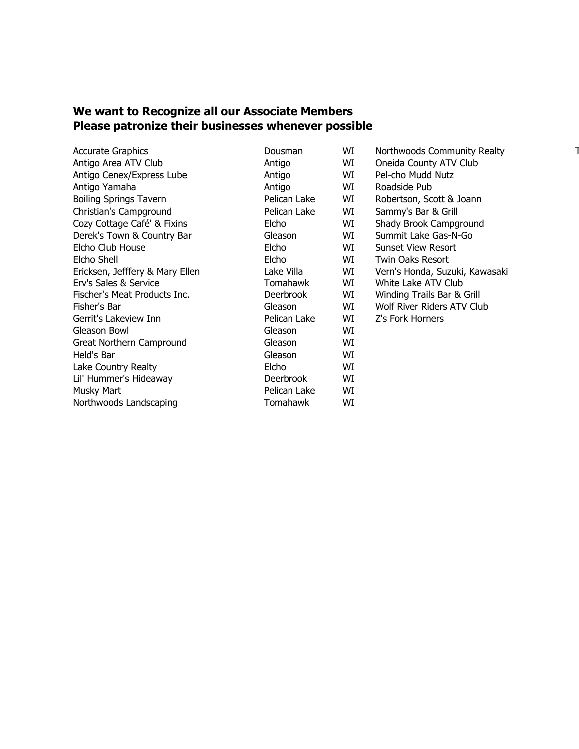**We want to Recognize all our Associate Members**
**Please patronize their businesses whenever possible**

| | | |
|---|---|---|
| Accurate Graphics | Dousman | WI |
| Antigo Area ATV Club | Antigo | WI |
| Antigo Cenex/Express Lube | Antigo | WI |
| Antigo Yamaha | Antigo | WI |
| Boiling Springs Tavern | Pelican Lake | WI |
| Christian's Campground | Pelican Lake | WI |
| Cozy Cottage Café' & Fixins | Elcho | WI |
| Derek's Town & Country Bar | Gleason | WI |
| Elcho Club House | Elcho | WI |
| Elcho Shell | Elcho | WI |
| Ericksen, Jefffery & Mary Ellen | Lake Villa | WI |
| Erv's Sales & Service | Tomahawk | WI |
| Fischer's Meat Products Inc. | Deerbrook | WI |
| Fisher's Bar | Gleason | WI |
| Gerrit's Lakeview Inn | Pelican Lake | WI |
| Gleason Bowl | Gleason | WI |
| Great Northern Campround | Gleason | WI |
| Held's Bar | Gleason | WI |
| Lake Country Realty | Elcho | WI |
| Lil' Hummer's Hideaway | Deerbrook | WI |
| Musky Mart | Pelican Lake | WI |
| Northwoods Landscaping | Tomahawk | WI |
| Northwoods Community Realty | T | |
| Oneida County ATV Club | | |
| Pel-cho Mudd Nutz | | |
| Roadside Pub | | |
| Robertson, Scott & Joann | | |
| Sammy's Bar & Grill | | |
| Shady Brook Campground | | |
| Summit Lake Gas-N-Go | | |
| Sunset View Resort | | |
| Twin Oaks Resort | | |
| Vern's Honda, Suzuki, Kawasaki | | |
| White Lake ATV Club | | |
| Winding Trails Bar & Grill | | |
| Wolf River Riders ATV Club | | |
| Z's Fork Horners | | |